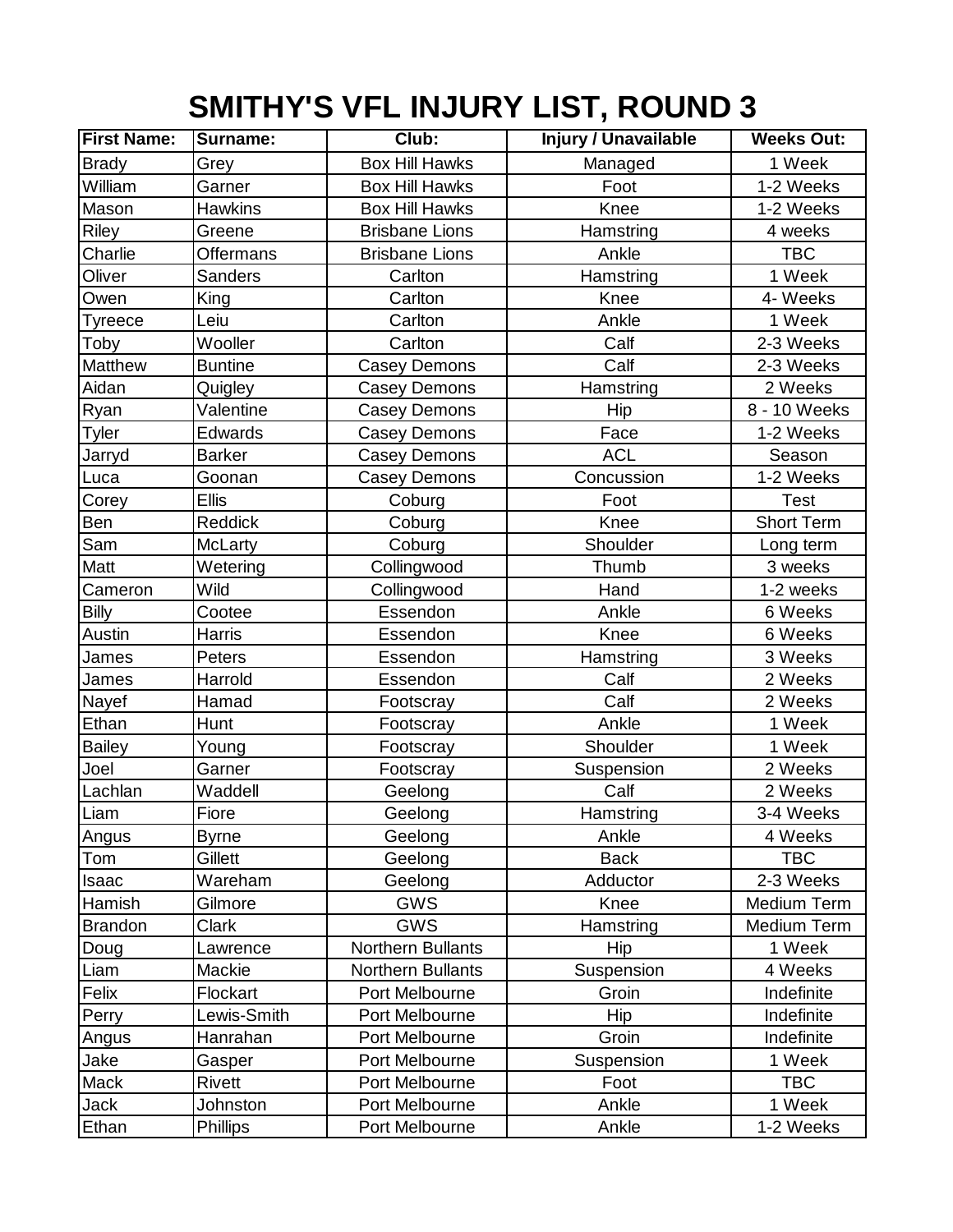# SMITHY'S VFL INJURY LIST, ROUND 3

| First Name: | Surname: | Club: | Injury / Unavailable | Weeks Out: |
|---|---|---|---|---|
| Brady | Grey | Box Hill Hawks | Managed | 1 Week |
| William | Garner | Box Hill Hawks | Foot | 1-2 Weeks |
| Mason | Hawkins | Box Hill Hawks | Knee | 1-2 Weeks |
| Riley | Greene | Brisbane Lions | Hamstring | 4 weeks |
| Charlie | Offermans | Brisbane Lions | Ankle | TBC |
| Oliver | Sanders | Carlton | Hamstring | 1 Week |
| Owen | King | Carlton | Knee | 4- Weeks |
| Tyreece | Leiu | Carlton | Ankle | 1 Week |
| Toby | Wooller | Carlton | Calf | 2-3 Weeks |
| Matthew | Buntine | Casey Demons | Calf | 2-3 Weeks |
| Aidan | Quigley | Casey Demons | Hamstring | 2 Weeks |
| Ryan | Valentine | Casey Demons | Hip | 8 - 10 Weeks |
| Tyler | Edwards | Casey Demons | Face | 1-2 Weeks |
| Jarryd | Barker | Casey Demons | ACL | Season |
| Luca | Goonan | Casey Demons | Concussion | 1-2 Weeks |
| Corey | Ellis | Coburg | Foot | Test |
| Ben | Reddick | Coburg | Knee | Short Term |
| Sam | McLarty | Coburg | Shoulder | Long term |
| Matt | Wetering | Collingwood | Thumb | 3 weeks |
| Cameron | Wild | Collingwood | Hand | 1-2 weeks |
| Billy | Cootee | Essendon | Ankle | 6 Weeks |
| Austin | Harris | Essendon | Knee | 6 Weeks |
| James | Peters | Essendon | Hamstring | 3 Weeks |
| James | Harrold | Essendon | Calf | 2 Weeks |
| Nayef | Hamad | Footscray | Calf | 2 Weeks |
| Ethan | Hunt | Footscray | Ankle | 1 Week |
| Bailey | Young | Footscray | Shoulder | 1 Week |
| Joel | Garner | Footscray | Suspension | 2 Weeks |
| Lachlan | Waddell | Geelong | Calf | 2 Weeks |
| Liam | Fiore | Geelong | Hamstring | 3-4 Weeks |
| Angus | Byrne | Geelong | Ankle | 4 Weeks |
| Tom | Gillett | Geelong | Back | TBC |
| Isaac | Wareham | Geelong | Adductor | 2-3 Weeks |
| Hamish | Gilmore | GWS | Knee | Medium Term |
| Brandon | Clark | GWS | Hamstring | Medium Term |
| Doug | Lawrence | Northern Bullants | Hip | 1 Week |
| Liam | Mackie | Northern Bullants | Suspension | 4 Weeks |
| Felix | Flockart | Port Melbourne | Groin | Indefinite |
| Perry | Lewis-Smith | Port Melbourne | Hip | Indefinite |
| Angus | Hanrahan | Port Melbourne | Groin | Indefinite |
| Jake | Gasper | Port Melbourne | Suspension | 1 Week |
| Mack | Rivett | Port Melbourne | Foot | TBC |
| Jack | Johnston | Port Melbourne | Ankle | 1 Week |
| Ethan | Phillips | Port Melbourne | Ankle | 1-2 Weeks |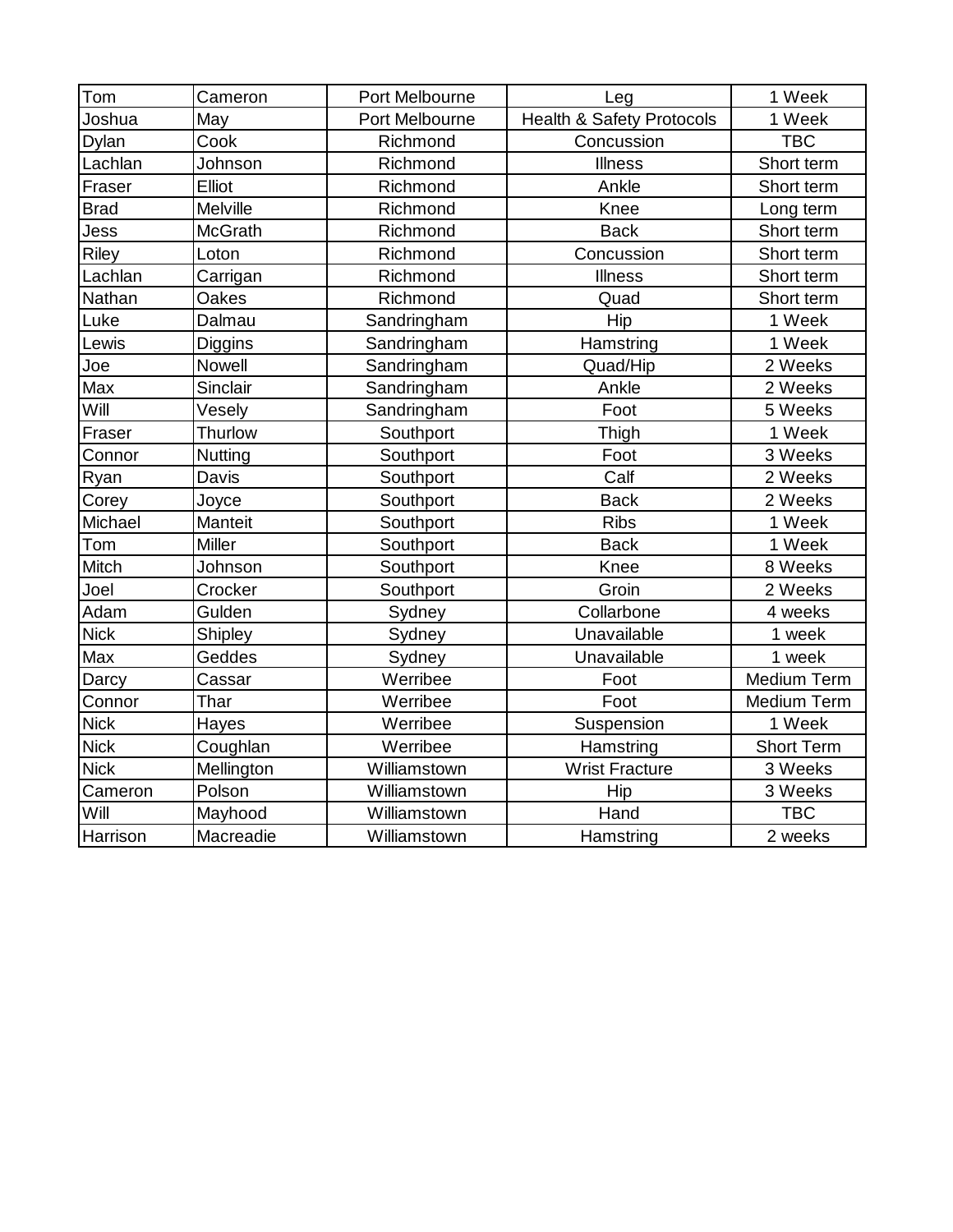| | | | | |
|---|---|---|---|---|
| Tom | Cameron | Port Melbourne | Leg | 1 Week |
| Joshua | May | Port Melbourne | Health & Safety Protocols | 1 Week |
| Dylan | Cook | Richmond | Concussion | TBC |
| Lachlan | Johnson | Richmond | Illness | Short term |
| Fraser | Elliot | Richmond | Ankle | Short term |
| Brad | Melville | Richmond | Knee | Long term |
| Jess | McGrath | Richmond | Back | Short term |
| Riley | Loton | Richmond | Concussion | Short term |
| Lachlan | Carrigan | Richmond | Illness | Short term |
| Nathan | Oakes | Richmond | Quad | Short term |
| Luke | Dalmau | Sandringham | Hip | 1 Week |
| Lewis | Diggins | Sandringham | Hamstring | 1 Week |
| Joe | Nowell | Sandringham | Quad/Hip | 2 Weeks |
| Max | Sinclair | Sandringham | Ankle | 2 Weeks |
| Will | Vesely | Sandringham | Foot | 5 Weeks |
| Fraser | Thurlow | Southport | Thigh | 1 Week |
| Connor | Nutting | Southport | Foot | 3 Weeks |
| Ryan | Davis | Southport | Calf | 2 Weeks |
| Corey | Joyce | Southport | Back | 2 Weeks |
| Michael | Manteit | Southport | Ribs | 1 Week |
| Tom | Miller | Southport | Back | 1 Week |
| Mitch | Johnson | Southport | Knee | 8 Weeks |
| Joel | Crocker | Southport | Groin | 2 Weeks |
| Adam | Gulden | Sydney | Collarbone | 4 weeks |
| Nick | Shipley | Sydney | Unavailable | 1 week |
| Max | Geddes | Sydney | Unavailable | 1 week |
| Darcy | Cassar | Werribee | Foot | Medium Term |
| Connor | Thar | Werribee | Foot | Medium Term |
| Nick | Hayes | Werribee | Suspension | 1 Week |
| Nick | Coughlan | Werribee | Hamstring | Short Term |
| Nick | Mellington | Williamstown | Wrist Fracture | 3 Weeks |
| Cameron | Polson | Williamstown | Hip | 3 Weeks |
| Will | Mayhood | Williamstown | Hand | TBC |
| Harrison | Macreadie | Williamstown | Hamstring | 2 weeks |